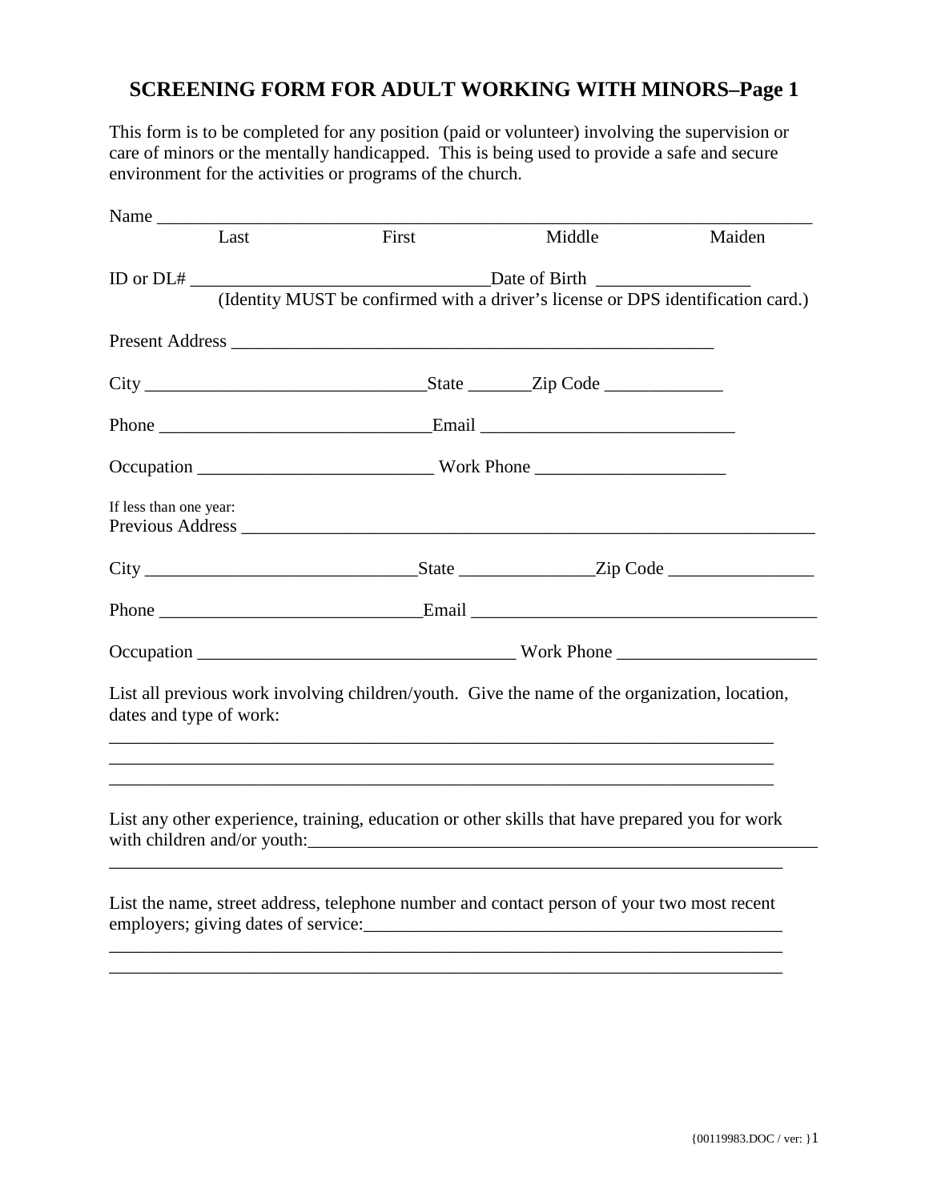# SCREENING FORM FOR ADULT WORKING WITH MINORS–Page 1

This form is to be completed for any position (paid or volunteer) involving the supervision or care of minors or the mentally handicapped. This is being used to provide a safe and secure environment for the activities or programs of the church.

Name ___________________________________________________________________________
Last First Middle Maiden

ID or DL# ________________________________Date of Birth ________________
(Identity MUST be confirmed with a driver's license or DPS identification card.)

Present Address ______________________________________________________

City ______________________________State _______Zip Code _____________

Phone _____________________________Email ____________________________

Occupation __________________________ Work Phone _____________________

If less than one year:
Previous Address _________________________________________________________________

City _____________________________State _______________Zip Code ________________

Phone ____________________________Email ______________________________________

Occupation ___________________________________ Work Phone _____________________

List all previous work involving children/youth. Give the name of the organization, location, dates and type of work:
___________________________________________________________________________
___________________________________________________________________________
___________________________________________________________________________

List any other experience, training, education or other skills that have prepared you for work with children and/or youth:____________________________________________________________
___________________________________________________________________________

List the name, street address, telephone number and contact person of your two most recent employers; giving dates of service:_______________________________________________
___________________________________________________________________________
___________________________________________________________________________

{00119983.DOC / ver: }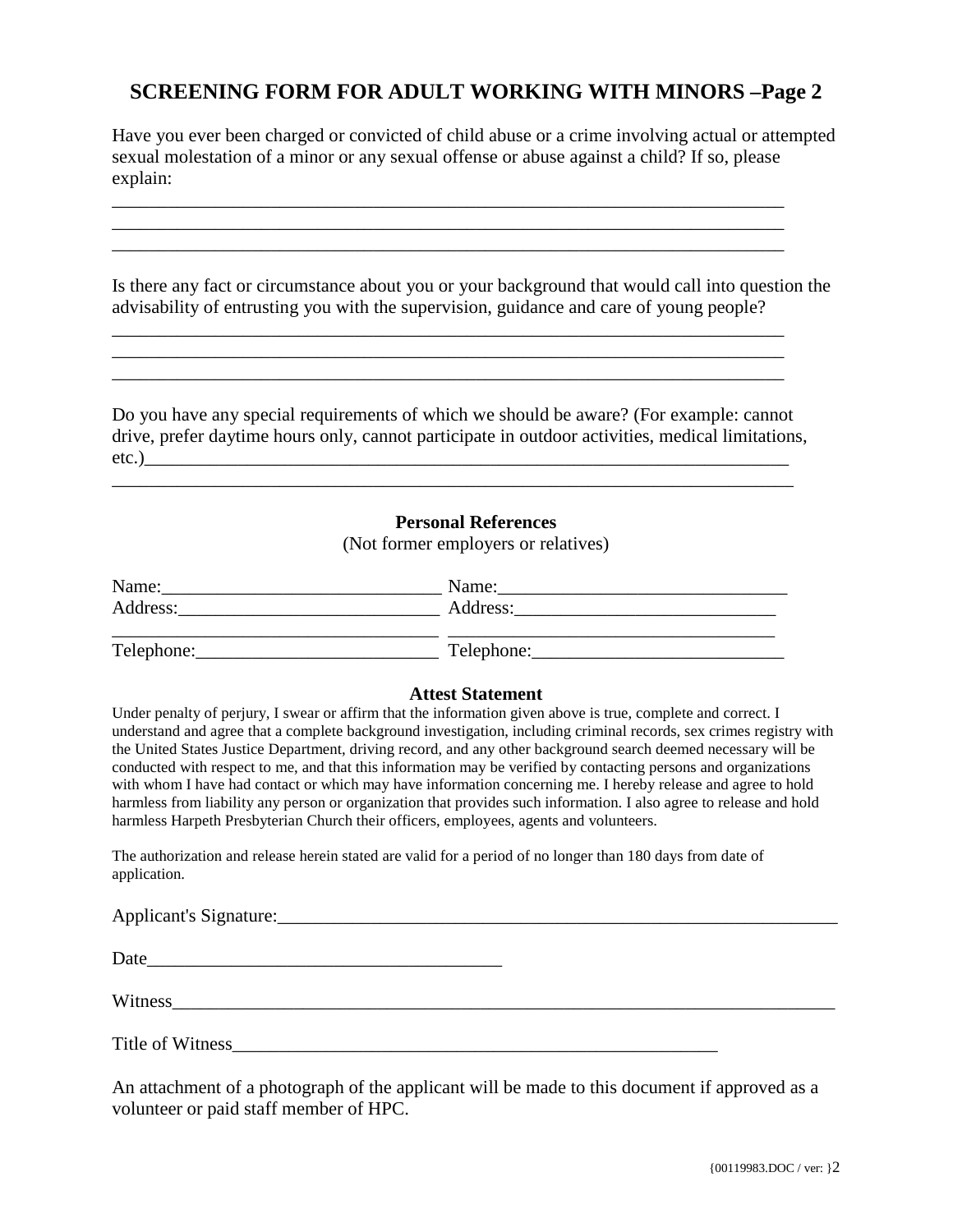## SCREENING FORM FOR ADULT WORKING WITH MINORS –Page 2

Have you ever been charged or convicted of child abuse or a crime involving actual or attempted sexual molestation of a minor or any sexual offense or abuse against a child? If so, please explain:

___________________________________________________________________________
___________________________________________________________________________
___________________________________________________________________________

Is there any fact or circumstance about you or your background that would call into question the advisability of entrusting you with the supervision, guidance and care of young people?

___________________________________________________________________________
___________________________________________________________________________
___________________________________________________________________________

Do you have any special requirements of which we should be aware? (For example: cannot drive, prefer daytime hours only, cannot participate in outdoor activities, medical limitations, etc.)_________________________________________________________________________
___________________________________________________________________________

**Personal References**

(Not former employers or relatives)

| | |
|---|---|
| Name:______________________________ | Name:______________________________ |
| Address:____________________________ | Address:____________________________ |
| ___________________________________ | ___________________________________ |
| Telephone:__________________________ | Telephone:__________________________ |

**Attest Statement**

Under penalty of perjury, I swear or affirm that the information given above is true, complete and correct. I understand and agree that a complete background investigation, including criminal records, sex crimes registry with the United States Justice Department, driving record, and any other background search deemed necessary will be conducted with respect to me, and that this information may be verified by contacting persons and organizations with whom I have had contact or which may have information concerning me. I hereby release and agree to hold harmless from liability any person or organization that provides such information. I also agree to release and hold harmless Harpeth Presbyterian Church their officers, employees, agents and volunteers.

The authorization and release herein stated are valid for a period of no longer than 180 days from date of application.

Applicant's Signature:_________________________________________________________

Date______________________________________

Witness____________________________________________________________________

Title of Witness_____________________________________________________

An attachment of a photograph of the applicant will be made to this document if approved as a volunteer or paid staff member of HPC.

{00119983.DOC / ver: }2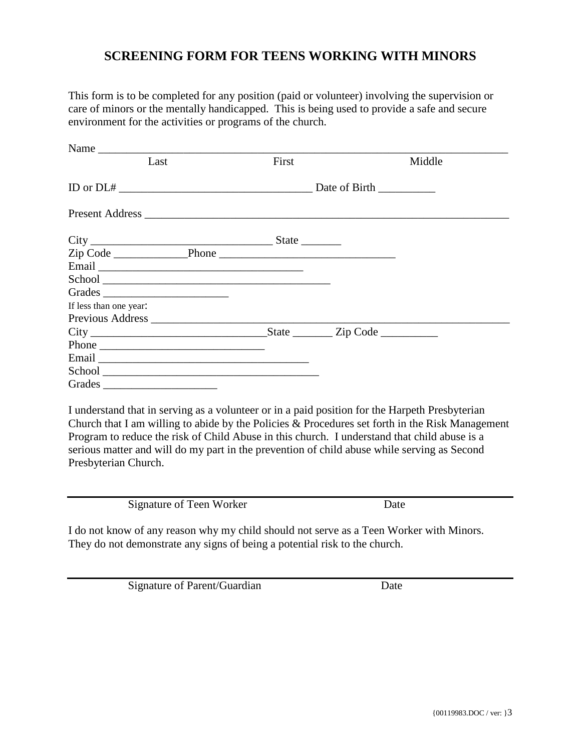# SCREENING FORM FOR TEENS WORKING WITH MINORS

This form is to be completed for any position (paid or volunteer) involving the supervision or care of minors or the mentally handicapped. This is being used to provide a safe and secure environment for the activities or programs of the church.

Name ___________________________________________________________________________

Last First Middle

ID or DL# _________________________________ Date of Birth __________

Present Address ______________________________________________________________

City ________________________________ State _______

Zip Code _____________Phone _______________________________

Email ___________________________________

School _________________________________________

Grades ______________________

If less than one year:

Previous Address ______________________________________________________________

City _______________________________State _______ Zip Code __________

Phone _____________________________

Email ______________________________________

School ______________________________________

Grades ____________________

I understand that in serving as a volunteer or in a paid position for the Harpeth Presbyterian Church that I am willing to abide by the Policies & Procedures set forth in the Risk Management Program to reduce the risk of Child Abuse in this church. I understand that child abuse is a serious matter and will do my part in the prevention of child abuse while serving as Second Presbyterian Church.

_______________________________________________________________________________

Signature of Teen Worker Date

I do not know of any reason why my child should not serve as a Teen Worker with Minors. They do not demonstrate any signs of being a potential risk to the church.

_______________________________________________________________________________

Signature of Parent/Guardian Date

{00119983.DOC / ver: }3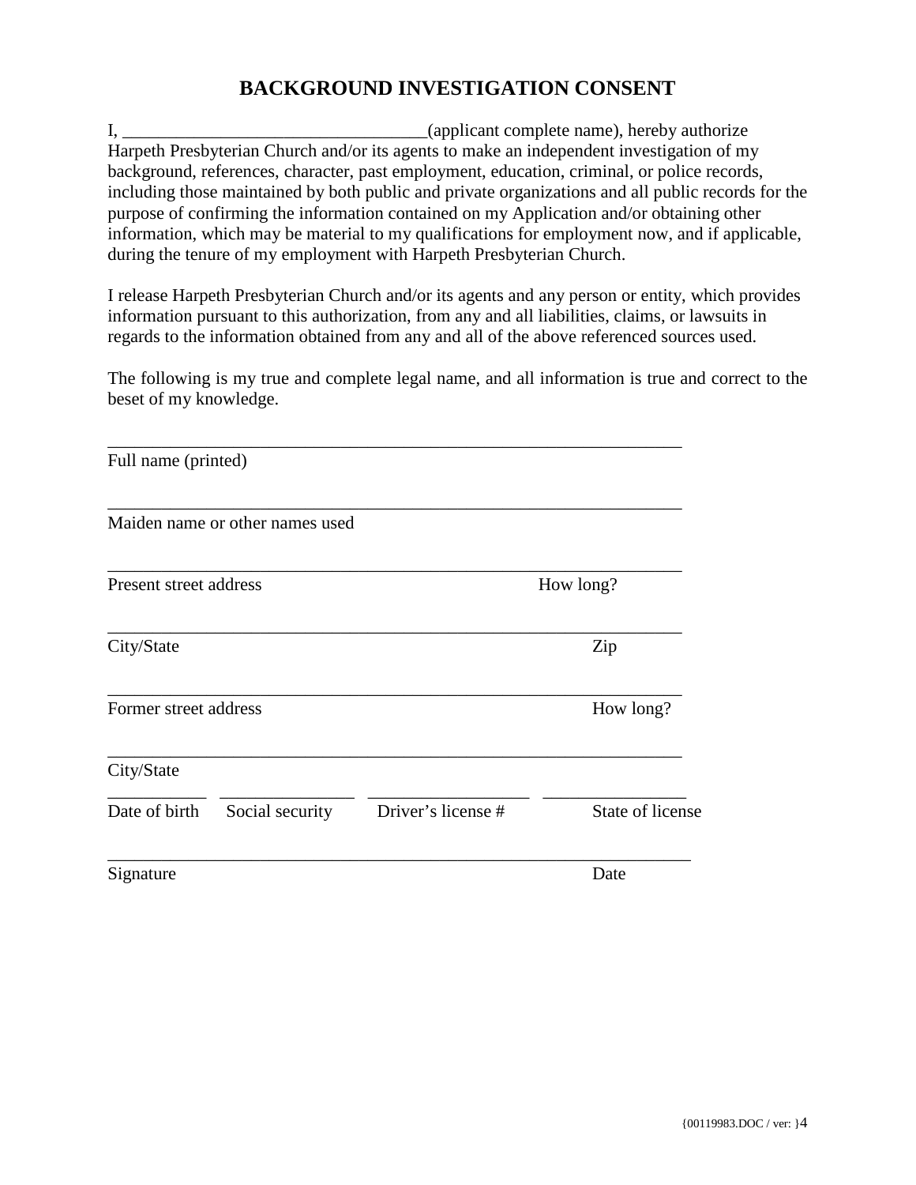# BACKGROUND INVESTIGATION CONSENT

I, __________________________________(applicant complete name), hereby authorize Harpeth Presbyterian Church and/or its agents to make an independent investigation of my background, references, character, past employment, education, criminal, or police records, including those maintained by both public and private organizations and all public records for the purpose of confirming the information contained on my Application and/or obtaining other information, which may be material to my qualifications for employment now, and if applicable, during the tenure of my employment with Harpeth Presbyterian Church.

I release Harpeth Presbyterian Church and/or its agents and any person or entity, which provides information pursuant to this authorization, from any and all liabilities, claims, or lawsuits in regards to the information obtained from any and all of the above referenced sources used.

The following is my true and complete legal name, and all information is true and correct to the beset of my knowledge.

_________________________________________________________________

Full name (printed)

_________________________________________________________________

Maiden name or other names used

_________________________________________________________________

Present street address How long?

_________________________________________________________________

City/State Zip

_________________________________________________________________

Former street address How long?

_________________________________________________________________

City/State

___________ _______________ _________________ ________________

Date of birth Social security Driver's license # State of license

_________________________________________________________________

Signature Date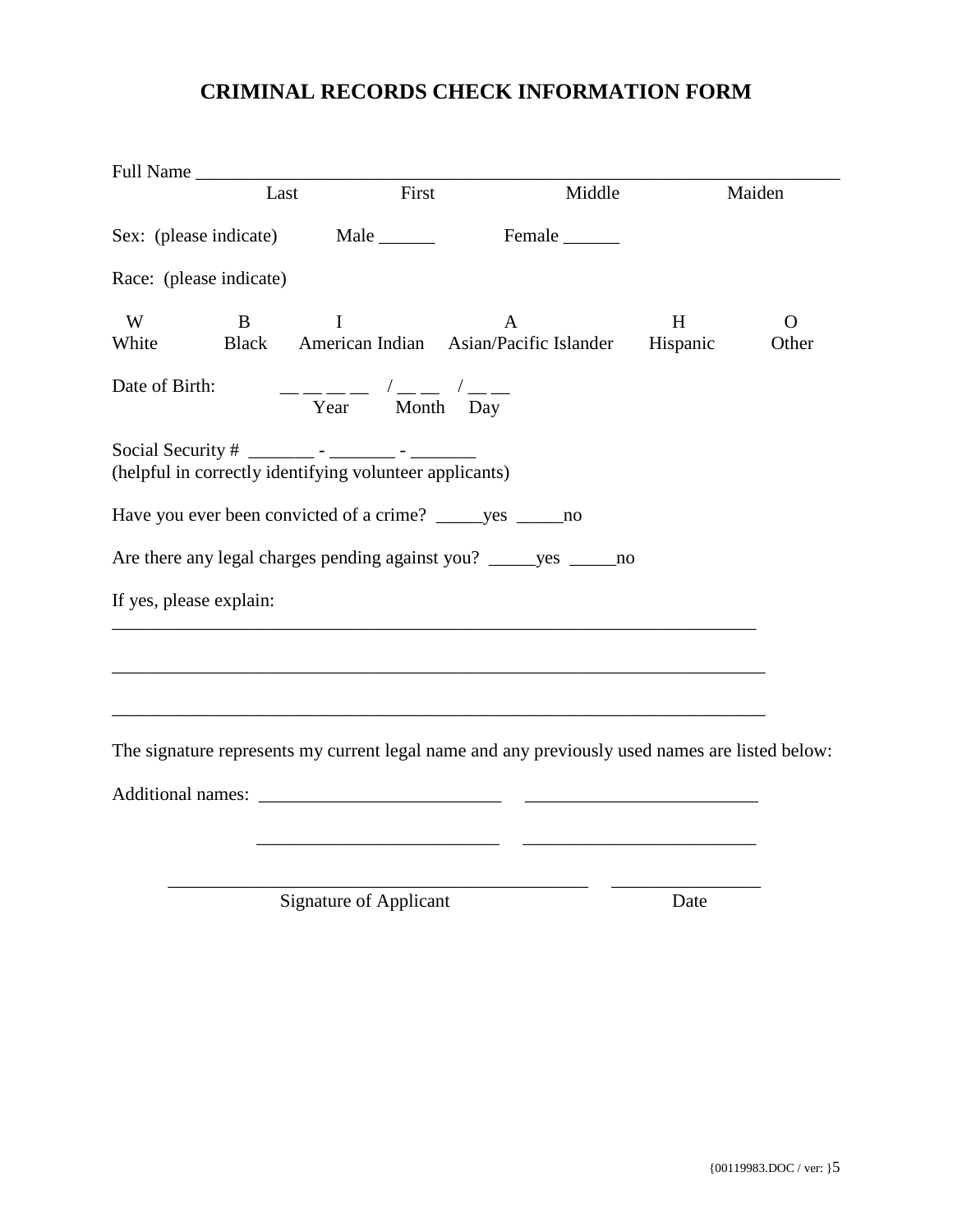# CRIMINAL RECORDS CHECK INFORMATION FORM

Full Name ___________________________________________________________________

Last First Middle Maiden

Sex: (please indicate) Male ______ Female ______

Race: (please indicate)

| W | B | I | A | H | O |
|---|---|---|---|---|---|
| White | Black | American Indian | Asian/Pacific Islander | Hispanic | Other |

Date of Birth: __ __ __ __ / __ __ / __ __
Year Month Day

Social Security # _______ - _______ - _______
(helpful in correctly identifying volunteer applicants)

Have you ever been convicted of a crime? _____yes _____no

Are there any legal charges pending against you? _____yes _____no

If yes, please explain:

_______________________________________________________________________

_______________________________________________________________________

_______________________________________________________________________

The signature represents my current legal name and any previously used names are listed below:

Additional names: __________________________ ________________________

__________________________ ________________________

____________________________________________ ________________

Signature of Applicant Date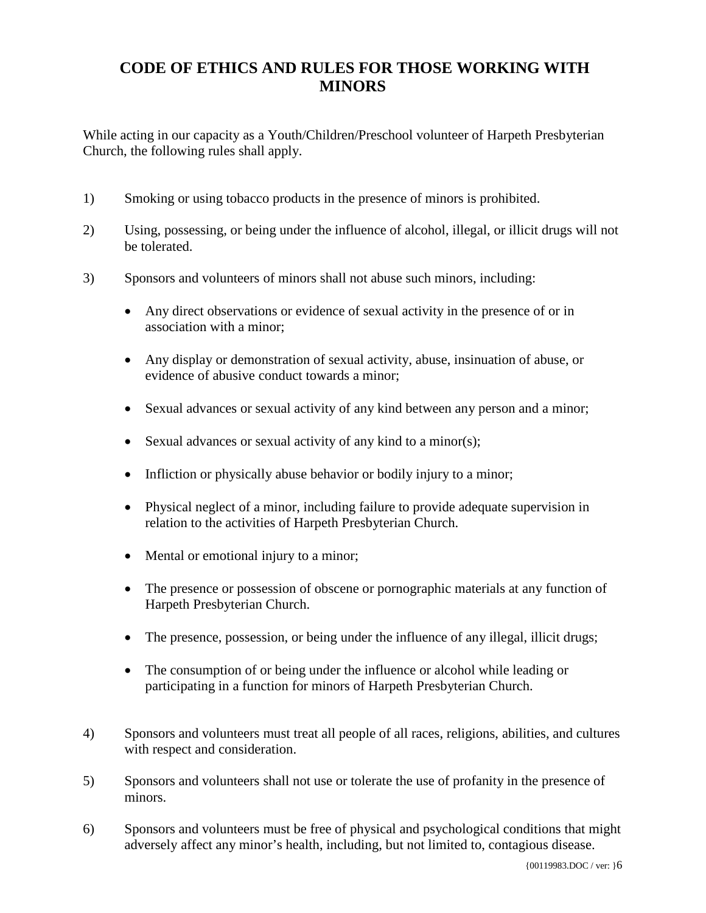# CODE OF ETHICS AND RULES FOR THOSE WORKING WITH MINORS

While acting in our capacity as a Youth/Children/Preschool volunteer of Harpeth Presbyterian Church, the following rules shall apply.

1) Smoking or using tobacco products in the presence of minors is prohibited.

2) Using, possessing, or being under the influence of alcohol, illegal, or illicit drugs will not be tolerated.

3) Sponsors and volunteers of minors shall not abuse such minors, including:

   - Any direct observations or evidence of sexual activity in the presence of or in association with a minor;
   - Any display or demonstration of sexual activity, abuse, insinuation of abuse, or evidence of abusive conduct towards a minor;
   - Sexual advances or sexual activity of any kind between any person and a minor;
   - Sexual advances or sexual activity of any kind to a minor(s);
   - Infliction or physically abuse behavior or bodily injury to a minor;
   - Physical neglect of a minor, including failure to provide adequate supervision in relation to the activities of Harpeth Presbyterian Church.
   - Mental or emotional injury to a minor;
   - The presence or possession of obscene or pornographic materials at any function of Harpeth Presbyterian Church.
   - The presence, possession, or being under the influence of any illegal, illicit drugs;
   - The consumption of or being under the influence or alcohol while leading or participating in a function for minors of Harpeth Presbyterian Church.

4) Sponsors and volunteers must treat all people of all races, religions, abilities, and cultures with respect and consideration.

5) Sponsors and volunteers shall not use or tolerate the use of profanity in the presence of minors.

6) Sponsors and volunteers must be free of physical and psychological conditions that might adversely affect any minor's health, including, but not limited to, contagious disease.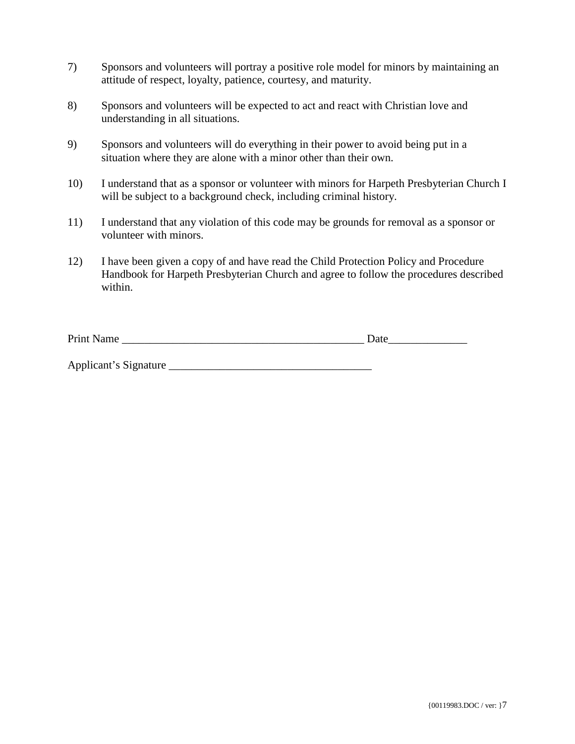7) Sponsors and volunteers will portray a positive role model for minors by maintaining an attitude of respect, loyalty, patience, courtesy, and maturity.

8) Sponsors and volunteers will be expected to act and react with Christian love and understanding in all situations.

9) Sponsors and volunteers will do everything in their power to avoid being put in a situation where they are alone with a minor other than their own.

10) I understand that as a sponsor or volunteer with minors for Harpeth Presbyterian Church I will be subject to a background check, including criminal history.

11) I understand that any violation of this code may be grounds for removal as a sponsor or volunteer with minors.

12) I have been given a copy of and have read the Child Protection Policy and Procedure Handbook for Harpeth Presbyterian Church and agree to follow the procedures described within.

Print Name ____________________________________________ Date______________

Applicant's Signature _____________________________________

{00119983.DOC / ver: }